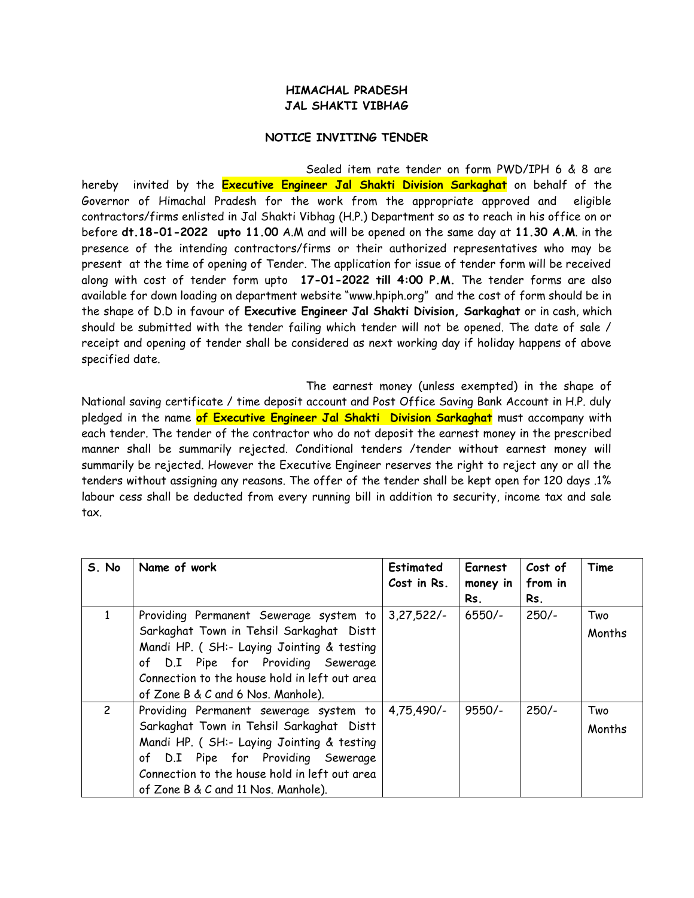**HIMACHAL PRADESH**
**JAL SHAKTI VIBHAG**

**NOTICE INVITING TENDER**

Sealed item rate tender on form PWD/IPH 6 & 8 are hereby invited by the **Executive Engineer Jal Shakti Division Sarkaghat** on behalf of the Governor of Himachal Pradesh for the work from the appropriate approved and eligible contractors/firms enlisted in Jal Shakti Vibhag (H.P.) Department so as to reach in his office on or before **dt.18-01-2022 upto 11.00** A.M and will be opened on the same day at **11.30 A.M**. in the presence of the intending contractors/firms or their authorized representatives who may be present at the time of opening of Tender. The application for issue of tender form will be received along with cost of tender form upto **17-01-2022 till 4:00 P.M.** The tender forms are also available for down loading on department website "www.hpiph.org" and the cost of form should be in the shape of D.D in favour of **Executive Engineer Jal Shakti Division, Sarkaghat** or in cash, which should be submitted with the tender failing which tender will not be opened. The date of sale / receipt and opening of tender shall be considered as next working day if holiday happens of above specified date.

The earnest money (unless exempted) in the shape of National saving certificate / time deposit account and Post Office Saving Bank Account in H.P. duly pledged in the name **of Executive Engineer Jal Shakti Division Sarkaghat** must accompany with each tender. The tender of the contractor who do not deposit the earnest money in the prescribed manner shall be summarily rejected. Conditional tenders /tender without earnest money will summarily be rejected. However the Executive Engineer reserves the right to reject any or all the tenders without assigning any reasons. The offer of the tender shall be kept open for 120 days .1% labour cess shall be deducted from every running bill in addition to security, income tax and sale tax.

| S. No | Name of work | Estimated Cost in Rs. | Earnest money in Rs. | Cost of from in Rs. | Time |
|---|---|---|---|---|---|
| 1 | Providing Permanent Sewerage system to Sarkaghat Town in Tehsil Sarkaghat Distt Mandi HP. ( SH:- Laying Jointing & testing of D.I Pipe for Providing Sewerage Connection to the house hold in left out area of Zone B & C and 6 Nos. Manhole). | 3,27,522/- | 6550/- | 250/- | Two Months |
| 2 | Providing Permanent sewerage system to Sarkaghat Town in Tehsil Sarkaghat Distt Mandi HP. ( SH:- Laying Jointing & testing of D.I Pipe for Providing Sewerage Connection to the house hold in left out area of Zone B & C and 11 Nos. Manhole). | 4,75,490/- | 9550/- | 250/- | Two Months |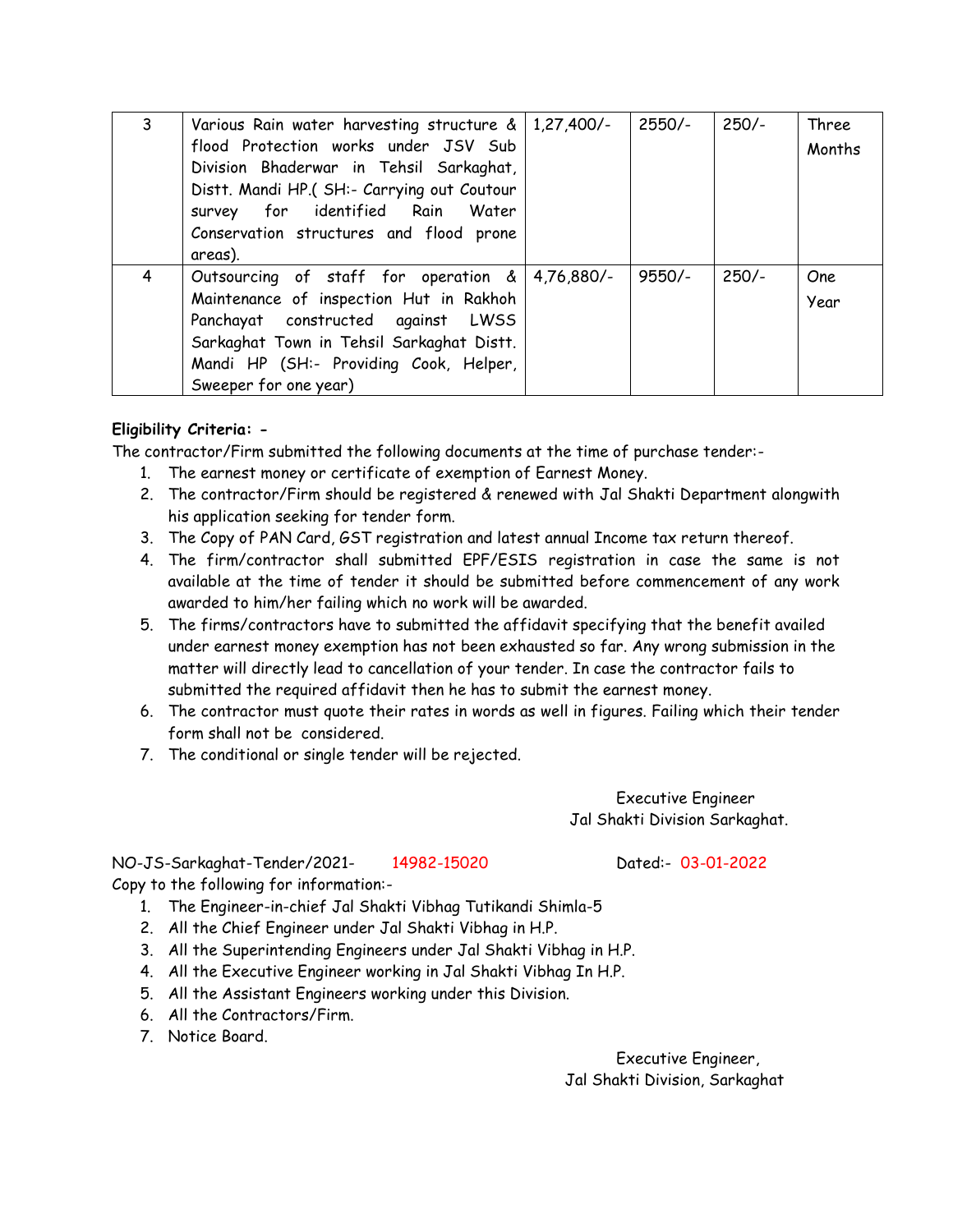| | | | | | |
|---|---|---|---|---|---|
| 3 | Various Rain water harvesting structure & flood Protection works under JSV Sub Division Bhaderwar in Tehsil Sarkaghat, Distt. Mandi HP.( SH:- Carrying out Coutour survey for identified Rain Water Conservation structures and flood prone areas). | 1,27,400/- | 2550/- | 250/- | Three Months |
| 4 | Outsourcing of staff for operation & Maintenance of inspection Hut in Rakhoh Panchayat constructed against LWSS Sarkaghat Town in Tehsil Sarkaghat Distt. Mandi HP (SH:- Providing Cook, Helper, Sweeper for one year) | 4,76,880/- | 9550/- | 250/- | One Year |

**Eligibility Criteria: -**

The contractor/Firm submitted the following documents at the time of purchase tender:-

1. The earnest money or certificate of exemption of Earnest Money.
2. The contractor/Firm should be registered & renewed with Jal Shakti Department alongwith his application seeking for tender form.
3. The Copy of PAN Card, GST registration and latest annual Income tax return thereof.
4. The firm/contractor shall submitted EPF/ESIS registration in case the same is not available at the time of tender it should be submitted before commencement of any work awarded to him/her failing which no work will be awarded.
5. The firms/contractors have to submitted the affidavit specifying that the benefit availed under earnest money exemption has not been exhausted so far. Any wrong submission in the matter will directly lead to cancellation of your tender. In case the contractor fails to submitted the required affidavit then he has to submit the earnest money.
6. The contractor must quote their rates in words as well in figures. Failing which their tender form shall not be considered.
7. The conditional or single tender will be rejected.

Executive Engineer
Jal Shakti Division Sarkaghat.

NO-JS-Sarkaghat-Tender/2021- 14982-15020 Dated:- 03-01-2022

Copy to the following for information:-

1. The Engineer-in-chief Jal Shakti Vibhag Tutikandi Shimla-5
2. All the Chief Engineer under Jal Shakti Vibhag in H.P.
3. All the Superintending Engineers under Jal Shakti Vibhag in H.P.
4. All the Executive Engineer working in Jal Shakti Vibhag In H.P.
5. All the Assistant Engineers working under this Division.
6. All the Contractors/Firm.
7. Notice Board.

Executive Engineer,
Jal Shakti Division, Sarkaghat